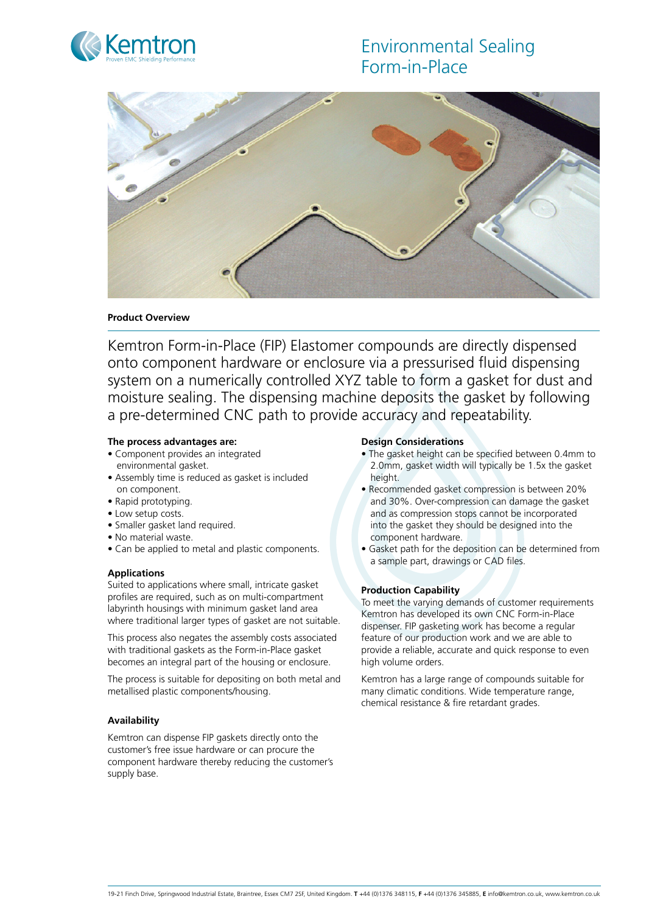# Environmental Sealing Form-in-Place

## Product Overview

Kemtron Form-in-Place (FIP) Elastomer compounds are directly dispensed onto component hardware or enclosure via a pressurised fluid dispensing system on a numerically controlled XYZ table to form a gasket for dust and moisture sealing. The dispensing machine deposits the gasket by following a pre-determined CNC path to provide accuracy and repeatability.

### The process advantages are:

- Component provides an integrated environmental gasket.
- Assembly time is reduced as gasket is included on component.
- Rapid prototyping.
- Low setup costs.
- Smaller gasket land required.
- No material waste.
- Can be applied to metal and plastic components.

### Applications

Suited to applications where small, intricate gasket profiles are required, such as on multi-compartment labyrinth housings with minimum gasket land area where traditional larger types of gasket are not suitable.

This process also negates the assembly costs associated with traditional gaskets as the Form-in-Place gasket becomes an integral part of the housing or enclosure.

The process is suitable for depositing on both metal and metallised plastic components/housing.

### Availability

Kemtron can dispense FIP gaskets directly onto the customer's free issue hardware or can procure the component hardware thereby reducing the customer's supply base.

### Design Considerations

- The gasket height can be specified between 0.4mm to 2.0mm, gasket width will typically be 1.5x the gasket height.
- Recommended gasket compression is between 20% and 30%. Over-compression can damage the gasket and as compression stops cannot be incorporated into the gasket they should be designed into the component hardware.
- Gasket path for the deposition can be determined from a sample part, drawings or CAD files.

### Production Capability

To meet the varying demands of customer requirements Kemtron has developed its own CNC Form-in-Place dispenser. FIP gasketing work has become a regular feature of our production work and we are able to provide a reliable, accurate and quick response to even high volume orders.

Kemtron has a large range of compounds suitable for many climatic conditions. Wide temperature range, chemical resistance & fire retardant grades.

19-21 Finch Drive, Springwood Industrial Estate, Braintree, Essex CM7 2SF, United Kingdom. **T** +44 (0)1376 348115, **F** +44 (0)1376 345885, **E** info@kemtron.co.uk, www.kemtron.co.uk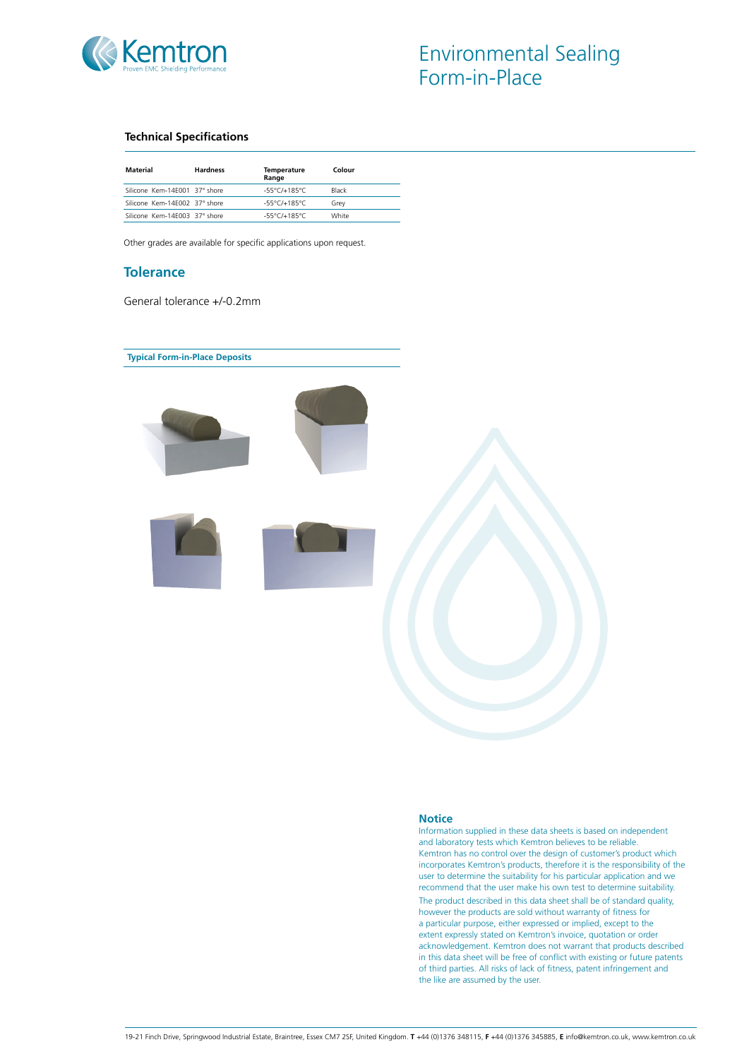# Environmental Sealing Form-in-Place

## Technical Specifications

| Material | Hardness | Temperature Range | Colour |
|---|---|---|---|
| Silicone Kem-14E001 | 37° shore | -55°C/+185°C | Black |
| Silicone Kem-14E002 | 37° shore | -55°C/+185°C | Grey |
| Silicone Kem-14E003 | 37° shore | -55°C/+185°C | White |

Other grades are available for specific applications upon request.

## Tolerance

General tolerance +/-0.2mm

### Typical Form-in-Place Deposits

### Notice

Information supplied in these data sheets is based on independent and laboratory tests which Kemtron believes to be reliable. Kemtron has no control over the design of customer's product which incorporates Kemtron's products, therefore it is the responsibility of the user to determine the suitability for his particular application and we recommend that the user make his own test to determine suitability.

The product described in this data sheet shall be of standard quality, however the products are sold without warranty of fitness for a particular purpose, either expressed or implied, except to the extent expressly stated on Kemtron's invoice, quotation or order acknowledgement. Kemtron does not warrant that products described in this data sheet will be free of conflict with existing or future patents of third parties. All risks of lack of fitness, patent infringement and the like are assumed by the user.

19-21 Finch Drive, Springwood Industrial Estate, Braintree, Essex CM7 2SF, United Kingdom. **T** +44 (0)1376 348115, **F** +44 (0)1376 345885, **E** info@kemtron.co.uk, www.kemtron.co.uk